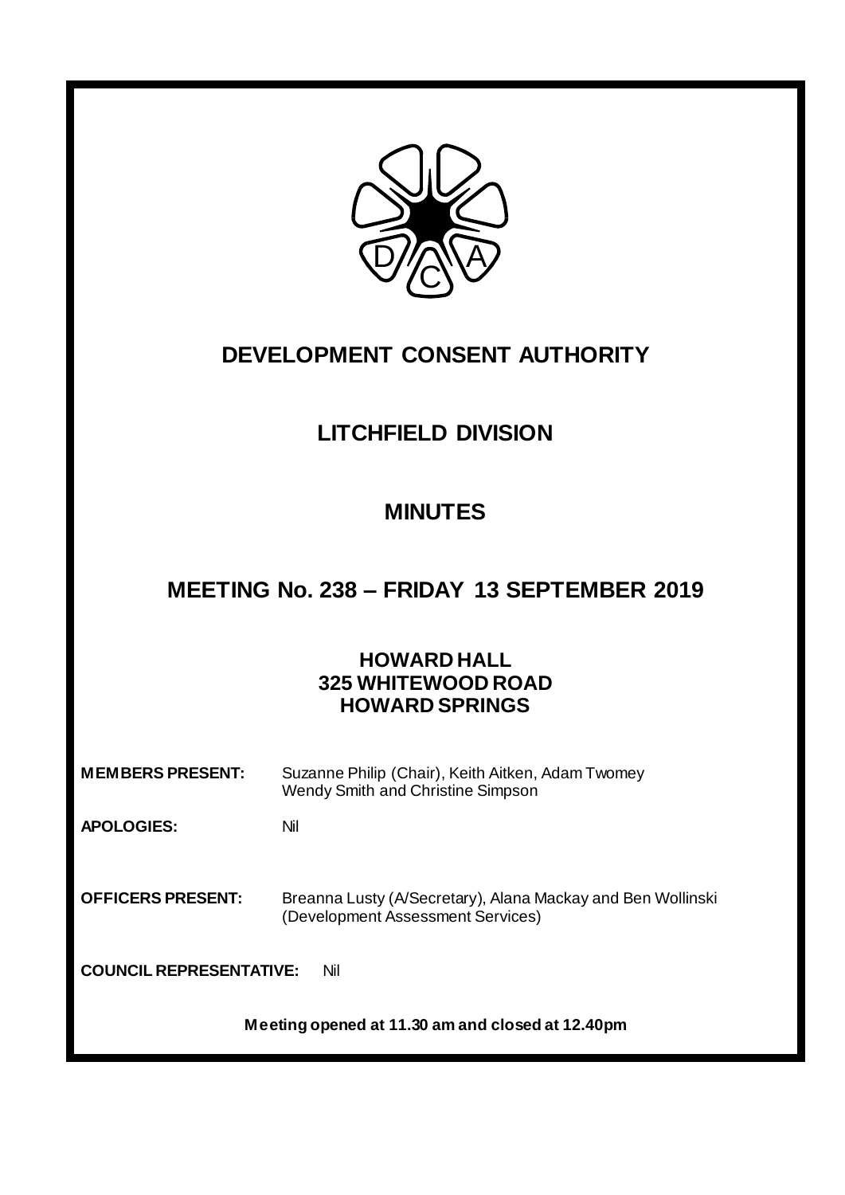# DEVELOPMENT CONSENT AUTHORITY

## LITCHFIELD DIVISION

## MINUTES

## MEETING No. 238 – FRIDAY 13 SEPTEMBER 2019

### HOWARD HALL
### 325 WHITEWOOD ROAD
### HOWARD SPRINGS

**MEMBERS PRESENT:** Suzanne Philip (Chair), Keith Aitken, Adam Twomey Wendy Smith and Christine Simpson

**APOLOGIES:** Nil

**OFFICERS PRESENT:** Breanna Lusty (A/Secretary), Alana Mackay and Ben Wollinski (Development Assessment Services)

**COUNCIL REPRESENTATIVE:** Nil

**Meeting opened at 11.30 am and closed at 12.40pm**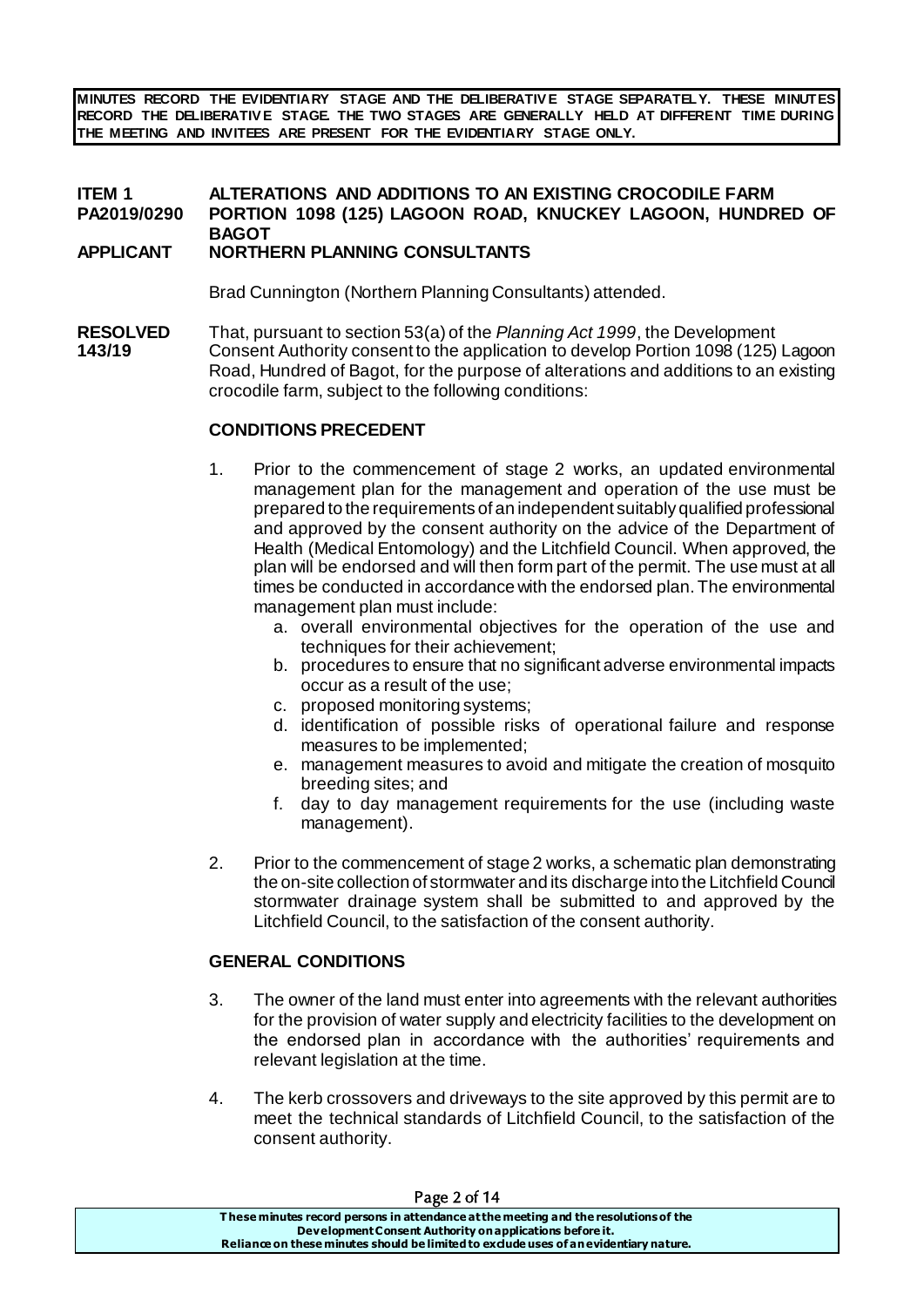**MINUTES RECORD THE EVIDENTIARY STAGE AND THE DELIBERATIVE STAGE SEPARATELY. THESE MINUTES RECORD THE DELIBERATIVE STAGE. THE TWO STAGES ARE GENERALLY HELD AT DIFFERENT TIME DURING THE MEETING AND INVITEES ARE PRESENT FOR THE EVIDENTIARY STAGE ONLY.**

**ITEM 1** **ALTERATIONS AND ADDITIONS TO AN EXISTING CROCODILE FARM**
**PA2019/0290** **PORTION 1098 (125) LAGOON ROAD, KNUCKEY LAGOON, HUNDRED OF BAGOT**
**APPLICANT** **NORTHERN PLANNING CONSULTANTS**

Brad Cunnington (Northern Planning Consultants) attended.

**RESOLVED 143/19** That, pursuant to section 53(a) of the *Planning Act 1999*, the Development Consent Authority consent to the application to develop Portion 1098 (125) Lagoon Road, Hundred of Bagot, for the purpose of alterations and additions to an existing crocodile farm, subject to the following conditions:

**CONDITIONS PRECEDENT**

1. Prior to the commencement of stage 2 works, an updated environmental management plan for the management and operation of the use must be prepared to the requirements of an independent suitably qualified professional and approved by the consent authority on the advice of the Department of Health (Medical Entomology) and the Litchfield Council. When approved, the plan will be endorsed and will then form part of the permit. The use must at all times be conducted in accordance with the endorsed plan. The environmental management plan must include:
   a. overall environmental objectives for the operation of the use and techniques for their achievement;
   b. procedures to ensure that no significant adverse environmental impacts occur as a result of the use;
   c. proposed monitoring systems;
   d. identification of possible risks of operational failure and response measures to be implemented;
   e. management measures to avoid and mitigate the creation of mosquito breeding sites; and
   f. day to day management requirements for the use (including waste management).

2. Prior to the commencement of stage 2 works, a schematic plan demonstrating the on-site collection of stormwater and its discharge into the Litchfield Council stormwater drainage system shall be submitted to and approved by the Litchfield Council, to the satisfaction of the consent authority.

**GENERAL CONDITIONS**

3. The owner of the land must enter into agreements with the relevant authorities for the provision of water supply and electricity facilities to the development on the endorsed plan in accordance with the authorities' requirements and relevant legislation at the time.

4. The kerb crossovers and driveways to the site approved by this permit are to meet the technical standards of Litchfield Council, to the satisfaction of the consent authority.

These minutes record persons in attendance at the meeting and the resolutions of the Development Consent Authority on applications before it. Reliance on these minutes should be limited to exclude uses of an evidentiary nature.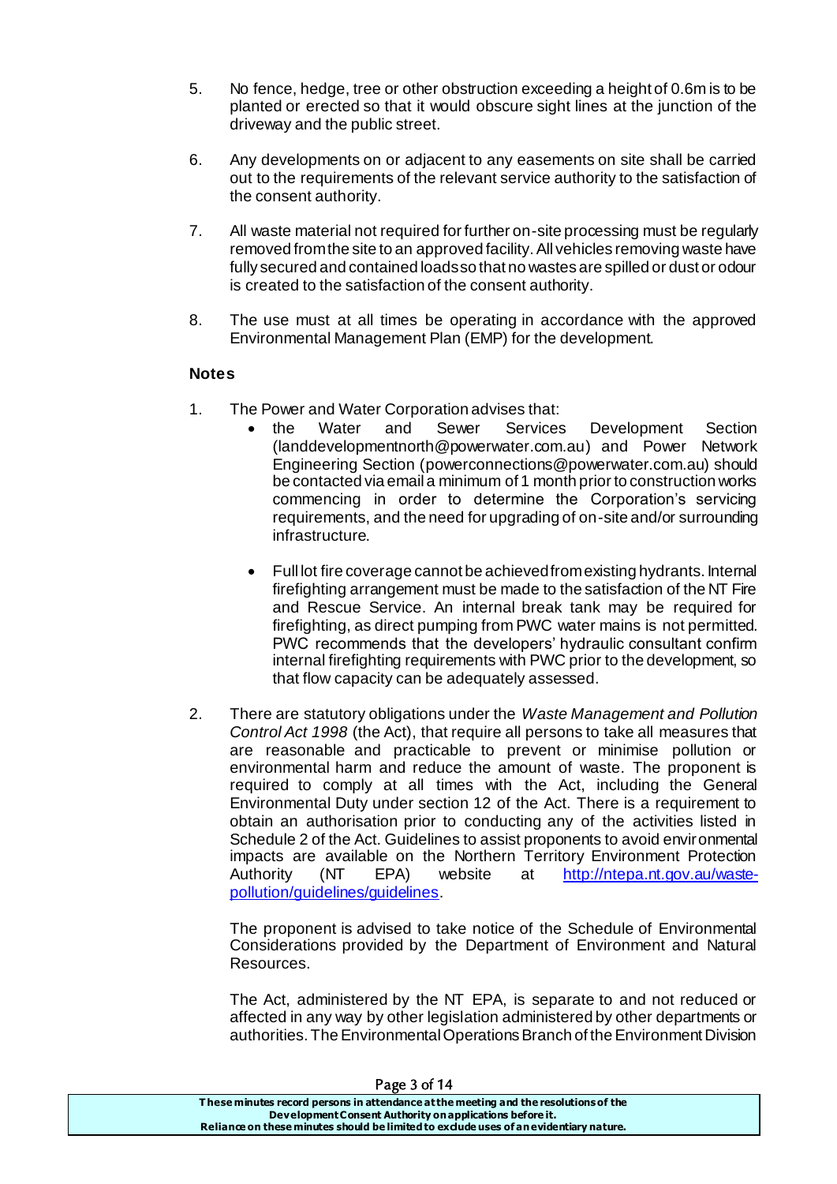5. No fence, hedge, tree or other obstruction exceeding a height of 0.6m is to be planted or erected so that it would obscure sight lines at the junction of the driveway and the public street.

6. Any developments on or adjacent to any easements on site shall be carried out to the requirements of the relevant service authority to the satisfaction of the consent authority.

7. All waste material not required for further on-site processing must be regularly removed from the site to an approved facility. All vehicles removing waste have fully secured and contained loads so that no wastes are spilled or dust or odour is created to the satisfaction of the consent authority.

8. The use must at all times be operating in accordance with the approved Environmental Management Plan (EMP) for the development.

**Notes**

1. The Power and Water Corporation advises that:
   - the Water and Sewer Services Development Section (landdevelopmentnorth@powerwater.com.au) and Power Network Engineering Section (powerconnections@powerwater.com.au) should be contacted via email a minimum of 1 month prior to construction works commencing in order to determine the Corporation's servicing requirements, and the need for upgrading of on-site and/or surrounding infrastructure.

   - Full lot fire coverage cannot be achieved from existing hydrants. Internal firefighting arrangement must be made to the satisfaction of the NT Fire and Rescue Service. An internal break tank may be required for firefighting, as direct pumping from PWC water mains is not permitted. PWC recommends that the developers' hydraulic consultant confirm internal firefighting requirements with PWC prior to the development, so that flow capacity can be adequately assessed.

2. There are statutory obligations under the *Waste Management and Pollution Control Act 1998* (the Act), that require all persons to take all measures that are reasonable and practicable to prevent or minimise pollution or environmental harm and reduce the amount of waste. The proponent is required to comply at all times with the Act, including the General Environmental Duty under section 12 of the Act. There is a requirement to obtain an authorisation prior to conducting any of the activities listed in Schedule 2 of the Act. Guidelines to assist proponents to avoid environmental impacts are available on the Northern Territory Environment Protection Authority (NT EPA) website at [http://ntepa.nt.gov.au/waste-pollution/guidelines/guidelines](http://ntepa.nt.gov.au/waste-pollution/guidelines/guidelines).

   The proponent is advised to take notice of the Schedule of Environmental Considerations provided by the Department of Environment and Natural Resources.

   The Act, administered by the NT EPA, is separate to and not reduced or affected in any way by other legislation administered by other departments or authorities. The Environmental Operations Branch of the Environment Division

**These minutes record persons in attendance at the meeting and the resolutions of the Development Consent Authority on applications before it. Reliance on these minutes should be limited to exclude uses of an evidentiary nature.**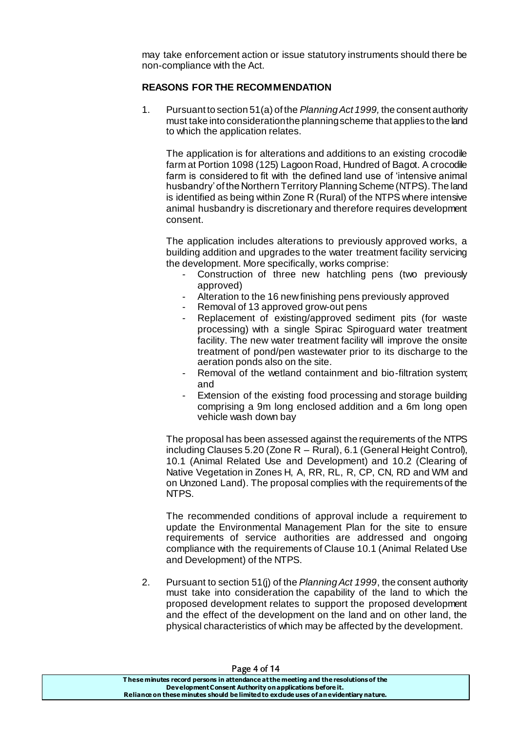may take enforcement action or issue statutory instruments should there be non-compliance with the Act.

**REASONS FOR THE RECOMMENDATION**

1. Pursuant to section 51(a) of the *Planning Act 1999,* the consent authority must take into consideration the planning scheme that applies to the land to which the application relates.

   The application is for alterations and additions to an existing crocodile farm at Portion 1098 (125) Lagoon Road, Hundred of Bagot. A crocodile farm is considered to fit with the defined land use of 'intensive animal husbandry' of the Northern Territory Planning Scheme (NTPS). The land is identified as being within Zone R (Rural) of the NTPS where intensive animal husbandry is discretionary and therefore requires development consent.

   The application includes alterations to previously approved works, a building addition and upgrades to the water treatment facility servicing the development. More specifically, works comprise:

   - Construction of three new hatchling pens (two previously approved)
   - Alteration to the 16 new finishing pens previously approved
   - Removal of 13 approved grow-out pens
   - Replacement of existing/approved sediment pits (for waste processing) with a single Spirac Spiroguard water treatment facility. The new water treatment facility will improve the onsite treatment of pond/pen wastewater prior to its discharge to the aeration ponds also on the site.
   - Removal of the wetland containment and bio-filtration system; and
   - Extension of the existing food processing and storage building comprising a 9m long enclosed addition and a 6m long open vehicle wash down bay

   The proposal has been assessed against the requirements of the NTPS including Clauses 5.20 (Zone R – Rural), 6.1 (General Height Control), 10.1 (Animal Related Use and Development) and 10.2 (Clearing of Native Vegetation in Zones H, A, RR, RL, R, CP, CN, RD and WM and on Unzoned Land). The proposal complies with the requirements of the NTPS.

   The recommended conditions of approval include a requirement to update the Environmental Management Plan for the site to ensure requirements of service authorities are addressed and ongoing compliance with the requirements of Clause 10.1 (Animal Related Use and Development) of the NTPS.

2. Pursuant to section 51(j) of the *Planning Act 1999*, the consent authority must take into consideration the capability of the land to which the proposed development relates to support the proposed development and the effect of the development on the land and on other land, the physical characteristics of which may be affected by the development.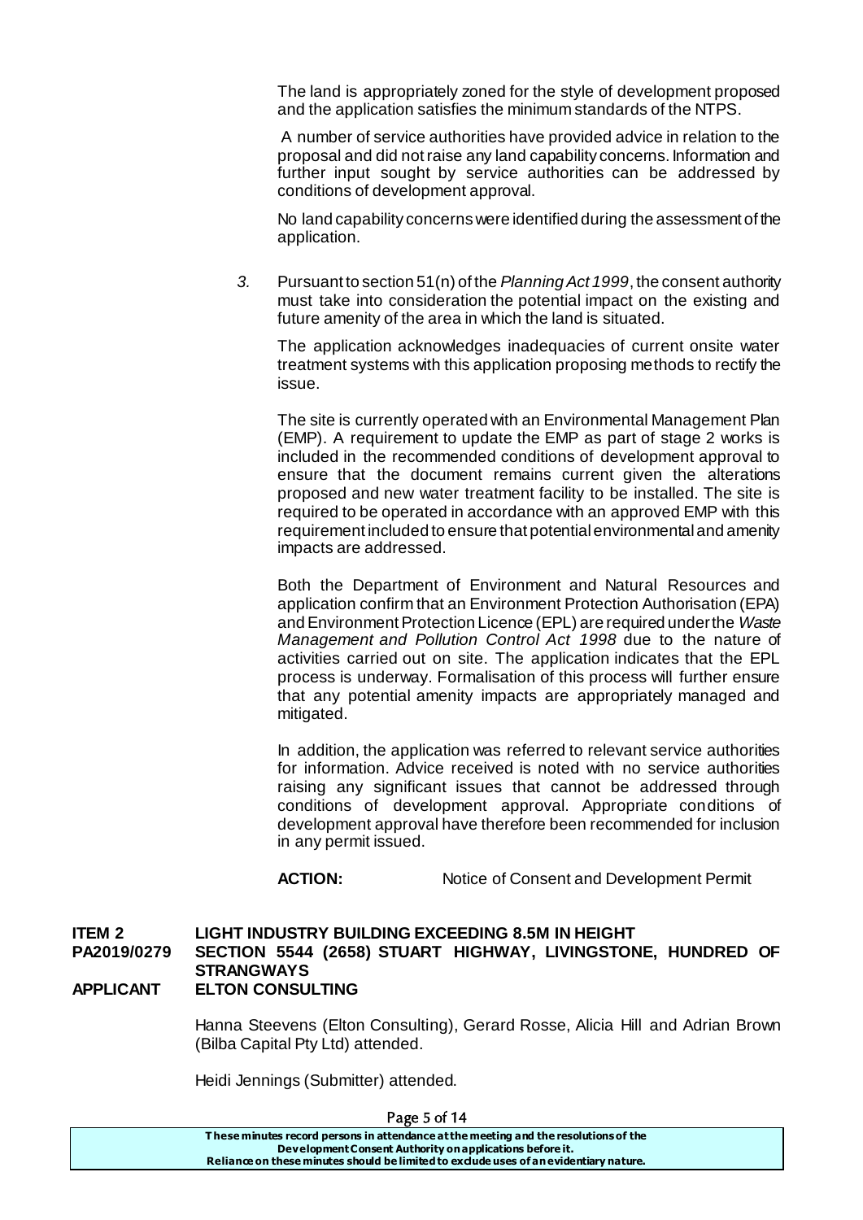The land is appropriately zoned for the style of development proposed and the application satisfies the minimum standards of the NTPS.

A number of service authorities have provided advice in relation to the proposal and did not raise any land capability concerns. Information and further input sought by service authorities can be addressed by conditions of development approval.

No land capability concerns were identified during the assessment of the application.

3. Pursuant to section 51(n) of the *Planning Act 1999*, the consent authority must take into consideration the potential impact on the existing and future amenity of the area in which the land is situated.

   The application acknowledges inadequacies of current onsite water treatment systems with this application proposing methods to rectify the issue.

   The site is currently operated with an Environmental Management Plan (EMP). A requirement to update the EMP as part of stage 2 works is included in the recommended conditions of development approval to ensure that the document remains current given the alterations proposed and new water treatment facility to be installed. The site is required to be operated in accordance with an approved EMP with this requirement included to ensure that potential environmental and amenity impacts are addressed.

   Both the Department of Environment and Natural Resources and application confirm that an Environment Protection Authorisation (EPA) and Environment Protection Licence (EPL) are required under the *Waste Management and Pollution Control Act 1998* due to the nature of activities carried out on site. The application indicates that the EPL process is underway. Formalisation of this process will further ensure that any potential amenity impacts are appropriately managed and mitigated.

   In addition, the application was referred to relevant service authorities for information. Advice received is noted with no service authorities raising any significant issues that cannot be addressed through conditions of development approval. Appropriate conditions of development approval have therefore been recommended for inclusion in any permit issued.

**ACTION:** Notice of Consent and Development Permit

**ITEM 2 LIGHT INDUSTRY BUILDING EXCEEDING 8.5M IN HEIGHT**
**PA2019/0279 SECTION 5544 (2658) STUART HIGHWAY, LIVINGSTONE, HUNDRED OF STRANGWAYS**
**APPLICANT ELTON CONSULTING**

Hanna Steevens (Elton Consulting), Gerard Rosse, Alicia Hill and Adrian Brown (Bilba Capital Pty Ltd) attended.

Heidi Jennings (Submitter) attended.

**These minutes record persons in attendance at the meeting and the resolutions of the Development Consent Authority on applications before it. Reliance on these minutes should be limited to exclude uses of an evidentiary nature.**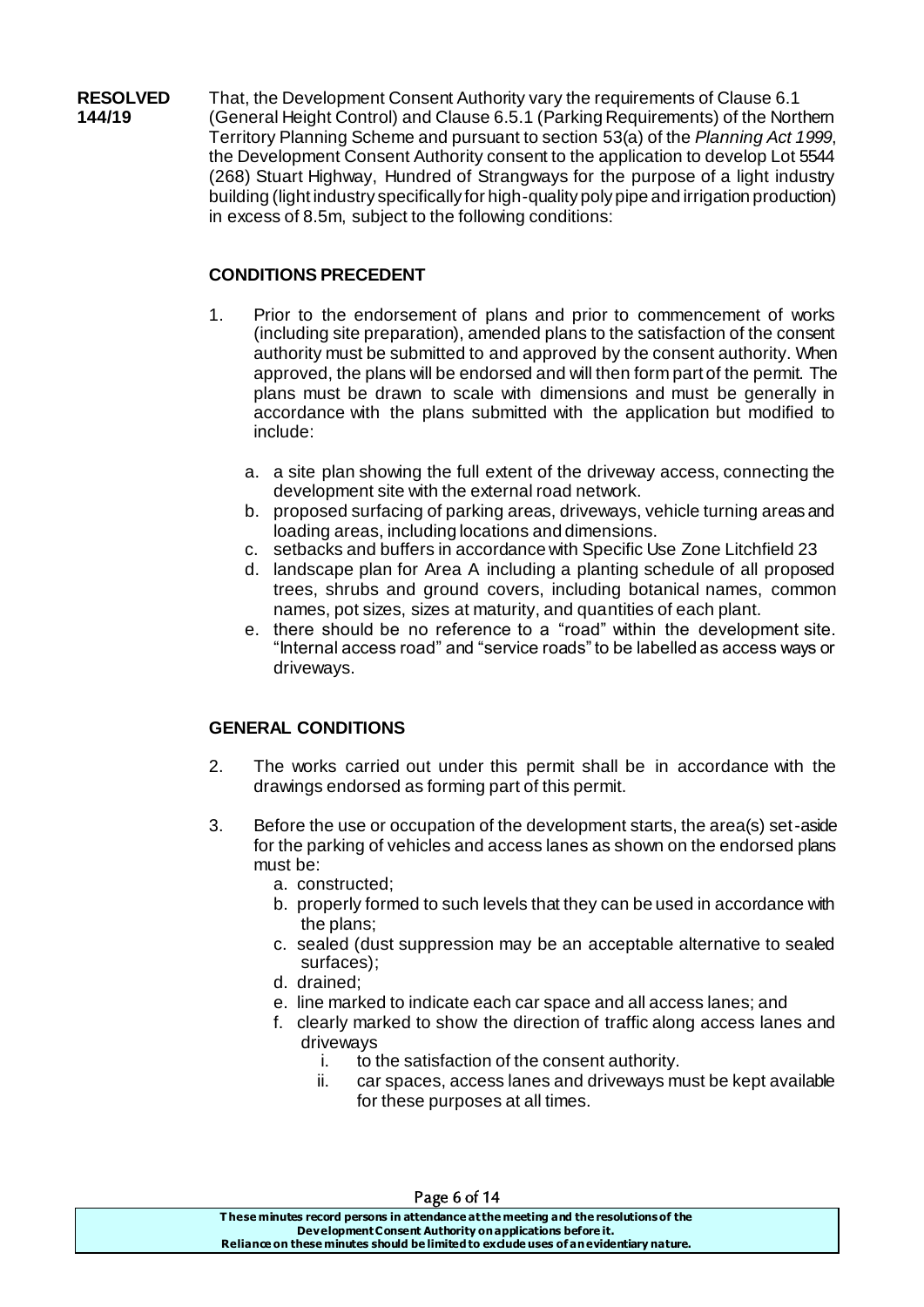**RESOLVED 144/19**

That, the Development Consent Authority vary the requirements of Clause 6.1 (General Height Control) and Clause 6.5.1 (Parking Requirements) of the Northern Territory Planning Scheme and pursuant to section 53(a) of the *Planning Act 1999*, the Development Consent Authority consent to the application to develop Lot 5544 (268) Stuart Highway, Hundred of Strangways for the purpose of a light industry building (light industry specifically for high-quality poly pipe and irrigation production) in excess of 8.5m, subject to the following conditions:

**CONDITIONS PRECEDENT**

1. Prior to the endorsement of plans and prior to commencement of works (including site preparation), amended plans to the satisfaction of the consent authority must be submitted to and approved by the consent authority. When approved, the plans will be endorsed and will then form part of the permit. The plans must be drawn to scale with dimensions and must be generally in accordance with the plans submitted with the application but modified to include:

   a. a site plan showing the full extent of the driveway access, connecting the development site with the external road network.
   b. proposed surfacing of parking areas, driveways, vehicle turning areas and loading areas, including locations and dimensions.
   c. setbacks and buffers in accordance with Specific Use Zone Litchfield 23
   d. landscape plan for Area A including a planting schedule of all proposed trees, shrubs and ground covers, including botanical names, common names, pot sizes, sizes at maturity, and quantities of each plant.
   e. there should be no reference to a "road" within the development site. "Internal access road" and "service roads" to be labelled as access ways or driveways.

**GENERAL CONDITIONS**

2. The works carried out under this permit shall be in accordance with the drawings endorsed as forming part of this permit.

3. Before the use or occupation of the development starts, the area(s) set-aside for the parking of vehicles and access lanes as shown on the endorsed plans must be:
   a. constructed;
   b. properly formed to such levels that they can be used in accordance with the plans;
   c. sealed (dust suppression may be an acceptable alternative to sealed surfaces);
   d. drained;
   e. line marked to indicate each car space and all access lanes; and
   f. clearly marked to show the direction of traffic along access lanes and driveways
      i. to the satisfaction of the consent authority.
      ii. car spaces, access lanes and driveways must be kept available for these purposes at all times.

These minutes record persons in attendance at the meeting and the resolutions of the Development Consent Authority on applications before it. Reliance on these minutes should be limited to exclude uses of an evidentiary nature.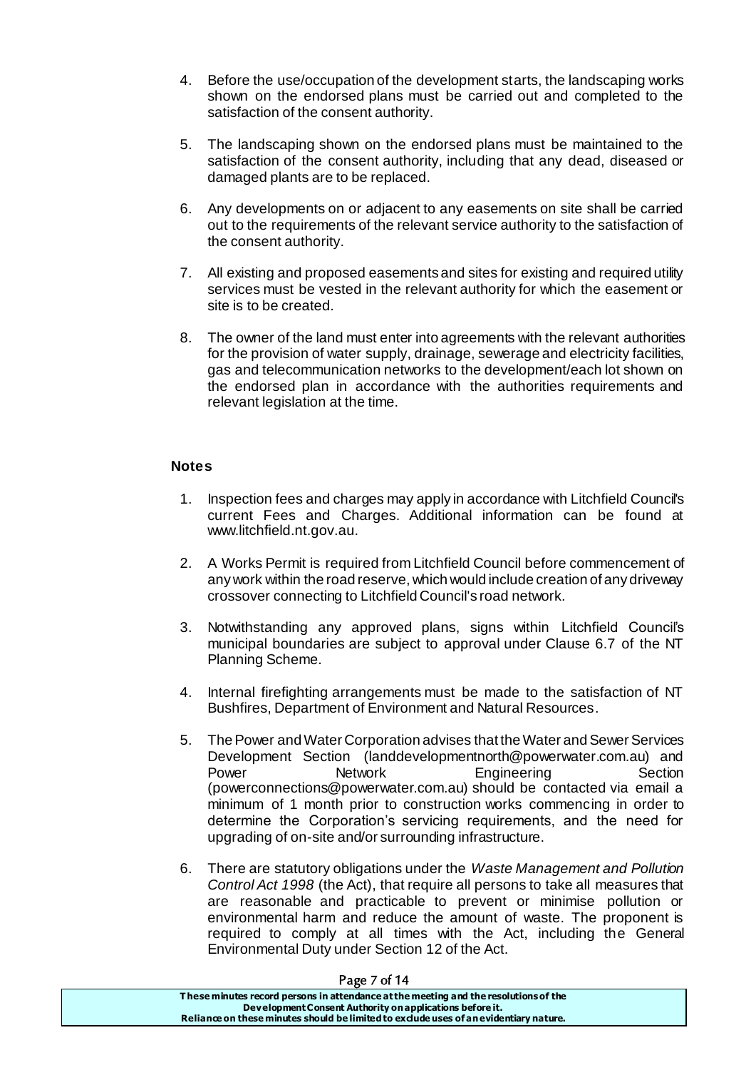4. Before the use/occupation of the development starts, the landscaping works shown on the endorsed plans must be carried out and completed to the satisfaction of the consent authority.

5. The landscaping shown on the endorsed plans must be maintained to the satisfaction of the consent authority, including that any dead, diseased or damaged plants are to be replaced.

6. Any developments on or adjacent to any easements on site shall be carried out to the requirements of the relevant service authority to the satisfaction of the consent authority.

7. All existing and proposed easements and sites for existing and required utility services must be vested in the relevant authority for which the easement or site is to be created.

8. The owner of the land must enter into agreements with the relevant authorities for the provision of water supply, drainage, sewerage and electricity facilities, gas and telecommunication networks to the development/each lot shown on the endorsed plan in accordance with the authorities requirements and relevant legislation at the time.

**Notes**

1. Inspection fees and charges may apply in accordance with Litchfield Council's current Fees and Charges. Additional information can be found at www.litchfield.nt.gov.au.

2. A Works Permit is required from Litchfield Council before commencement of any work within the road reserve, which would include creation of any driveway crossover connecting to Litchfield Council's road network.

3. Notwithstanding any approved plans, signs within Litchfield Council's municipal boundaries are subject to approval under Clause 6.7 of the NT Planning Scheme.

4. Internal firefighting arrangements must be made to the satisfaction of NT Bushfires, Department of Environment and Natural Resources.

5. The Power and Water Corporation advises that the Water and Sewer Services Development Section (landdevelopmentnorth@powerwater.com.au) and Power Network Engineering Section (powerconnections@powerwater.com.au) should be contacted via email a minimum of 1 month prior to construction works commencing in order to determine the Corporation's servicing requirements, and the need for upgrading of on-site and/or surrounding infrastructure.

6. There are statutory obligations under the *Waste Management and Pollution Control Act 1998* (the Act), that require all persons to take all measures that are reasonable and practicable to prevent or minimise pollution or environmental harm and reduce the amount of waste. The proponent is required to comply at all times with the Act, including the General Environmental Duty under Section 12 of the Act.

**These minutes record persons in attendance at the meeting and the resolutions of the Development Consent Authority on applications before it. Reliance on these minutes should be limited to exclude uses of an evidentiary nature.**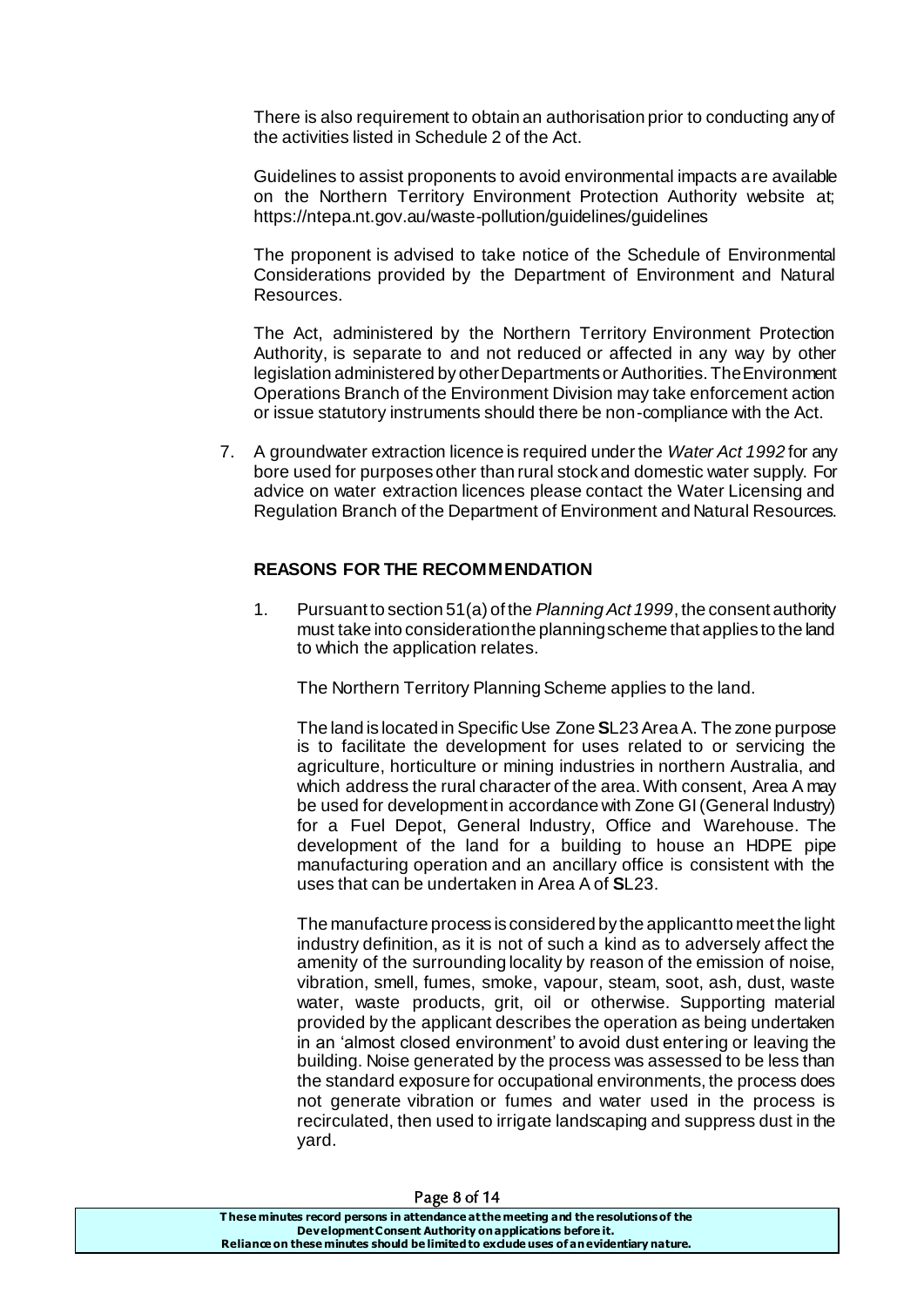There is also requirement to obtain an authorisation prior to conducting any of the activities listed in Schedule 2 of the Act.

Guidelines to assist proponents to avoid environmental impacts are available on the Northern Territory Environment Protection Authority website at; https://ntepa.nt.gov.au/waste-pollution/guidelines/guidelines

The proponent is advised to take notice of the Schedule of Environmental Considerations provided by the Department of Environment and Natural Resources.

The Act, administered by the Northern Territory Environment Protection Authority, is separate to and not reduced or affected in any way by other legislation administered by other Departments or Authorities. The Environment Operations Branch of the Environment Division may take enforcement action or issue statutory instruments should there be non-compliance with the Act.

7. A groundwater extraction licence is required under the *Water Act 1992* for any bore used for purposes other than rural stock and domestic water supply. For advice on water extraction licences please contact the Water Licensing and Regulation Branch of the Department of Environment and Natural Resources.

**REASONS FOR THE RECOMMENDATION**

1. Pursuant to section 51(a) of the *Planning Act 1999*, the consent authority must take into consideration the planning scheme that applies to the land to which the application relates.

   The Northern Territory Planning Scheme applies to the land.

   The land is located in Specific Use Zone **S**L23 Area A. The zone purpose is to facilitate the development for uses related to or servicing the agriculture, horticulture or mining industries in northern Australia, and which address the rural character of the area. With consent, Area A may be used for development in accordance with Zone GI (General Industry) for a Fuel Depot, General Industry, Office and Warehouse. The development of the land for a building to house an HDPE pipe manufacturing operation and an ancillary office is consistent with the uses that can be undertaken in Area A of **S**L23.

   The manufacture process is considered by the applicant to meet the light industry definition, as it is not of such a kind as to adversely affect the amenity of the surrounding locality by reason of the emission of noise, vibration, smell, fumes, smoke, vapour, steam, soot, ash, dust, waste water, waste products, grit, oil or otherwise. Supporting material provided by the applicant describes the operation as being undertaken in an 'almost closed environment' to avoid dust entering or leaving the building. Noise generated by the process was assessed to be less than the standard exposure for occupational environments, the process does not generate vibration or fumes and water used in the process is recirculated, then used to irrigate landscaping and suppress dust in the yard.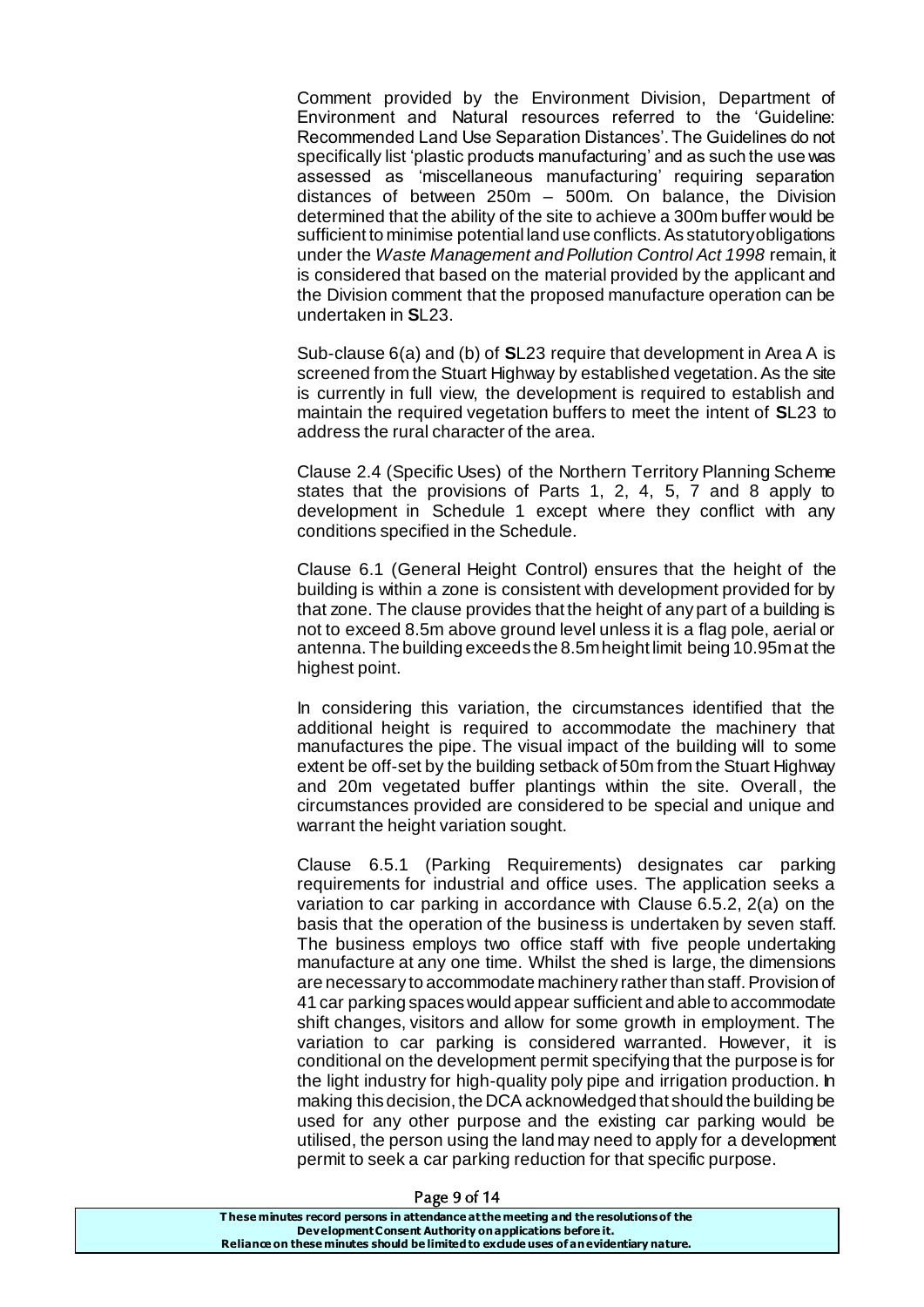Comment provided by the Environment Division, Department of Environment and Natural resources referred to the 'Guideline: Recommended Land Use Separation Distances'. The Guidelines do not specifically list 'plastic products manufacturing' and as such the use was assessed as 'miscellaneous manufacturing' requiring separation distances of between 250m – 500m. On balance, the Division determined that the ability of the site to achieve a 300m buffer would be sufficient to minimise potential land use conflicts. As statutory obligations under the *Waste Management and Pollution Control Act 1998* remain, it is considered that based on the material provided by the applicant and the Division comment that the proposed manufacture operation can be undertaken in **S**L23.

Sub-clause 6(a) and (b) of **S**L23 require that development in Area A is screened from the Stuart Highway by established vegetation. As the site is currently in full view, the development is required to establish and maintain the required vegetation buffers to meet the intent of **S**L23 to address the rural character of the area.

Clause 2.4 (Specific Uses) of the Northern Territory Planning Scheme states that the provisions of Parts 1, 2, 4, 5, 7 and 8 apply to development in Schedule 1 except where they conflict with any conditions specified in the Schedule.

Clause 6.1 (General Height Control) ensures that the height of the building is within a zone is consistent with development provided for by that zone. The clause provides that the height of any part of a building is not to exceed 8.5m above ground level unless it is a flag pole, aerial or antenna. The building exceeds the 8.5m height limit being 10.95m at the highest point.

In considering this variation, the circumstances identified that the additional height is required to accommodate the machinery that manufactures the pipe. The visual impact of the building will to some extent be off-set by the building setback of 50m from the Stuart Highway and 20m vegetated buffer plantings within the site. Overall, the circumstances provided are considered to be special and unique and warrant the height variation sought.

Clause 6.5.1 (Parking Requirements) designates car parking requirements for industrial and office uses. The application seeks a variation to car parking in accordance with Clause 6.5.2, 2(a) on the basis that the operation of the business is undertaken by seven staff. The business employs two office staff with five people undertaking manufacture at any one time. Whilst the shed is large, the dimensions are necessary to accommodate machinery rather than staff. Provision of 41 car parking spaces would appear sufficient and able to accommodate shift changes, visitors and allow for some growth in employment. The variation to car parking is considered warranted. However, it is conditional on the development permit specifying that the purpose is for the light industry for high-quality poly pipe and irrigation production. In making this decision, the DCA acknowledged that should the building be used for any other purpose and the existing car parking would be utilised, the person using the land may need to apply for a development permit to seek a car parking reduction for that specific purpose.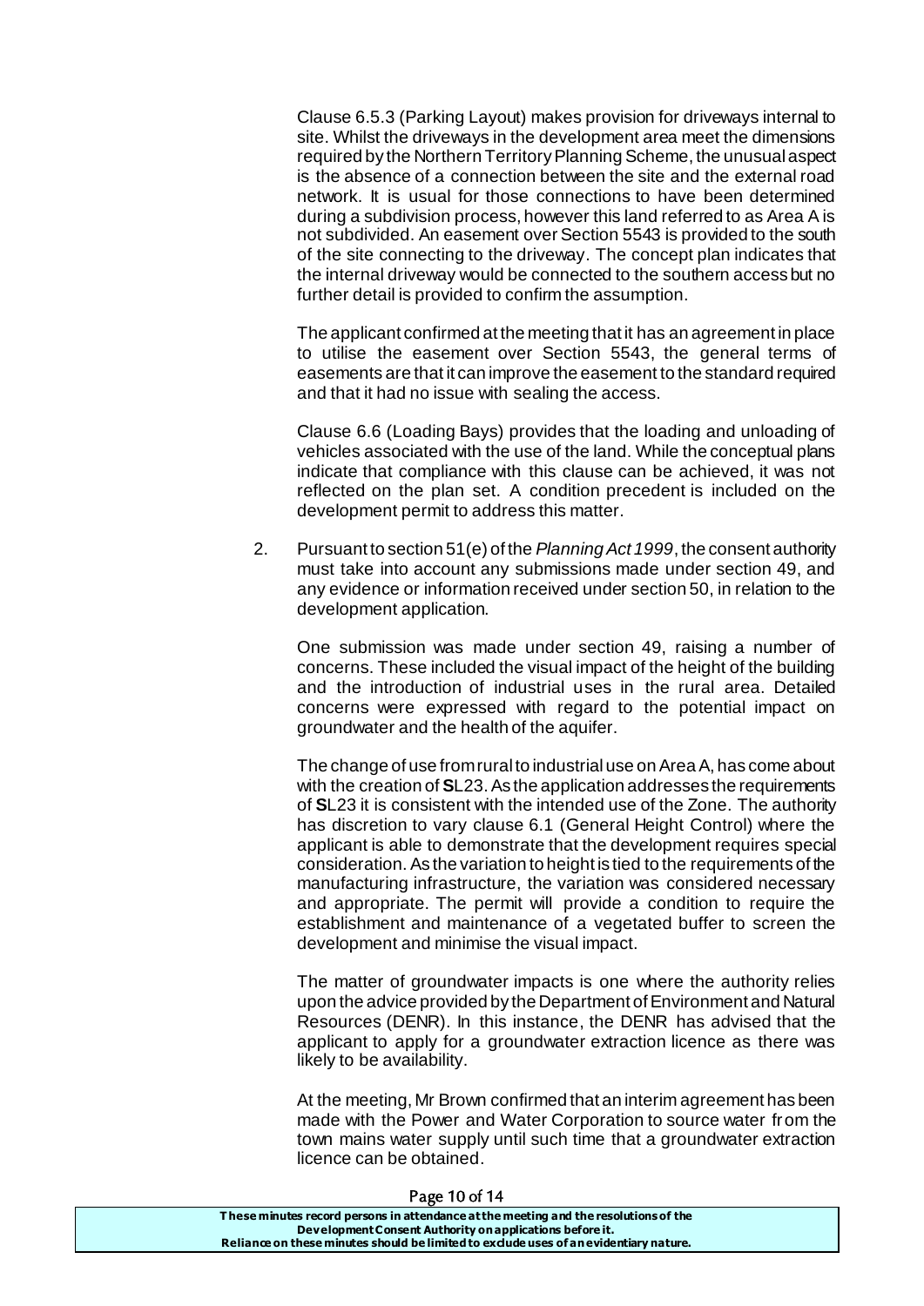Clause 6.5.3 (Parking Layout) makes provision for driveways internal to site. Whilst the driveways in the development area meet the dimensions required by the Northern Territory Planning Scheme, the unusual aspect is the absence of a connection between the site and the external road network. It is usual for those connections to have been determined during a subdivision process, however this land referred to as Area A is not subdivided. An easement over Section 5543 is provided to the south of the site connecting to the driveway. The concept plan indicates that the internal driveway would be connected to the southern access but no further detail is provided to confirm the assumption.

The applicant confirmed at the meeting that it has an agreement in place to utilise the easement over Section 5543, the general terms of easements are that it can improve the easement to the standard required and that it had no issue with sealing the access.

Clause 6.6 (Loading Bays) provides that the loading and unloading of vehicles associated with the use of the land. While the conceptual plans indicate that compliance with this clause can be achieved, it was not reflected on the plan set. A condition precedent is included on the development permit to address this matter.

2. Pursuant to section 51(e) of the *Planning Act 1999*, the consent authority must take into account any submissions made under section 49, and any evidence or information received under section 50, in relation to the development application.

   One submission was made under section 49, raising a number of concerns. These included the visual impact of the height of the building and the introduction of industrial uses in the rural area. Detailed concerns were expressed with regard to the potential impact on groundwater and the health of the aquifer.

   The change of use from rural to industrial use on Area A, has come about with the creation of **S**L23. As the application addresses the requirements of **S**L23 it is consistent with the intended use of the Zone. The authority has discretion to vary clause 6.1 (General Height Control) where the applicant is able to demonstrate that the development requires special consideration. As the variation to height is tied to the requirements of the manufacturing infrastructure, the variation was considered necessary and appropriate. The permit will provide a condition to require the establishment and maintenance of a vegetated buffer to screen the development and minimise the visual impact.

   The matter of groundwater impacts is one where the authority relies upon the advice provided by the Department of Environment and Natural Resources (DENR). In this instance, the DENR has advised that the applicant to apply for a groundwater extraction licence as there was likely to be availability.

   At the meeting, Mr Brown confirmed that an interim agreement has been made with the Power and Water Corporation to source water from the town mains water supply until such time that a groundwater extraction licence can be obtained.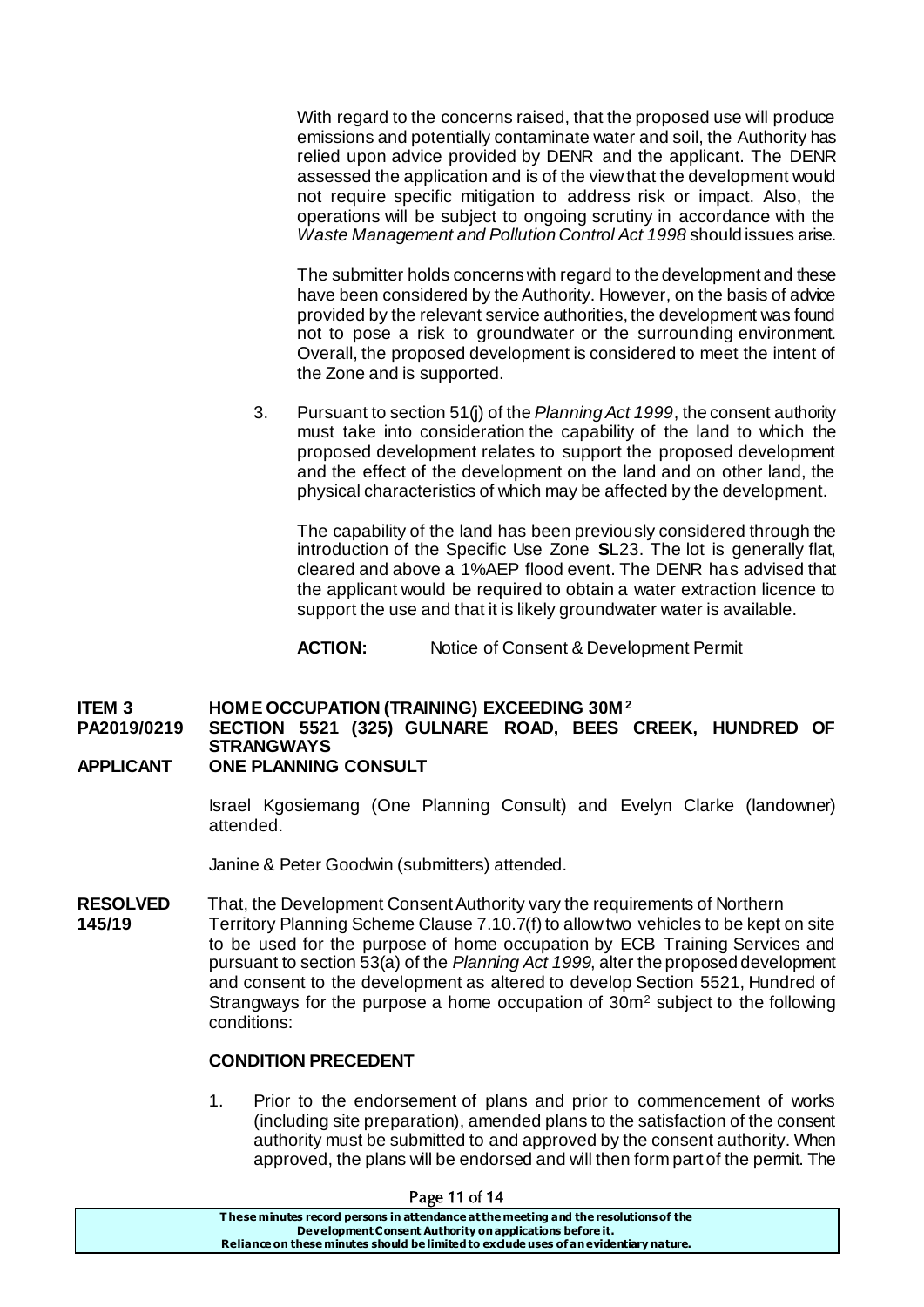With regard to the concerns raised, that the proposed use will produce emissions and potentially contaminate water and soil, the Authority has relied upon advice provided by DENR and the applicant. The DENR assessed the application and is of the view that the development would not require specific mitigation to address risk or impact. Also, the operations will be subject to ongoing scrutiny in accordance with the *Waste Management and Pollution Control Act 1998* should issues arise.

The submitter holds concerns with regard to the development and these have been considered by the Authority. However, on the basis of advice provided by the relevant service authorities, the development was found not to pose a risk to groundwater or the surrounding environment. Overall, the proposed development is considered to meet the intent of the Zone and is supported.

3. Pursuant to section 51(j) of the *Planning Act 1999*, the consent authority must take into consideration the capability of the land to which the proposed development relates to support the proposed development and the effect of the development on the land and on other land, the physical characteristics of which may be affected by the development.

   The capability of the land has been previously considered through the introduction of the Specific Use Zone **S**L23. The lot is generally flat, cleared and above a 1%AEP flood event. The DENR has advised that the applicant would be required to obtain a water extraction licence to support the use and that it is likely groundwater water is available.

   **ACTION:** Notice of Consent & Development Permit

**ITEM 3 HOME OCCUPATION (TRAINING) EXCEEDING 30M²**
**PA2019/0219 SECTION 5521 (325) GULNARE ROAD, BEES CREEK, HUNDRED OF STRANGWAYS**
**APPLICANT ONE PLANNING CONSULT**

Israel Kgosiemang (One Planning Consult) and Evelyn Clarke (landowner) attended.

Janine & Peter Goodwin (submitters) attended.

**RESOLVED 145/19** That, the Development Consent Authority vary the requirements of Northern Territory Planning Scheme Clause 7.10.7(f) to allow two vehicles to be kept on site to be used for the purpose of home occupation by ECB Training Services and pursuant to section 53(a) of the *Planning Act 1999*, alter the proposed development and consent to the development as altered to develop Section 5521, Hundred of Strangways for the purpose a home occupation of 30m² subject to the following conditions:

**CONDITION PRECEDENT**

1. Prior to the endorsement of plans and prior to commencement of works (including site preparation), amended plans to the satisfaction of the consent authority must be submitted to and approved by the consent authority. When approved, the plans will be endorsed and will then form part of the permit. The

These minutes record persons in attendance at the meeting and the resolutions of the Development Consent Authority on applications before it. Reliance on these minutes should be limited to exclude uses of an evidentiary nature.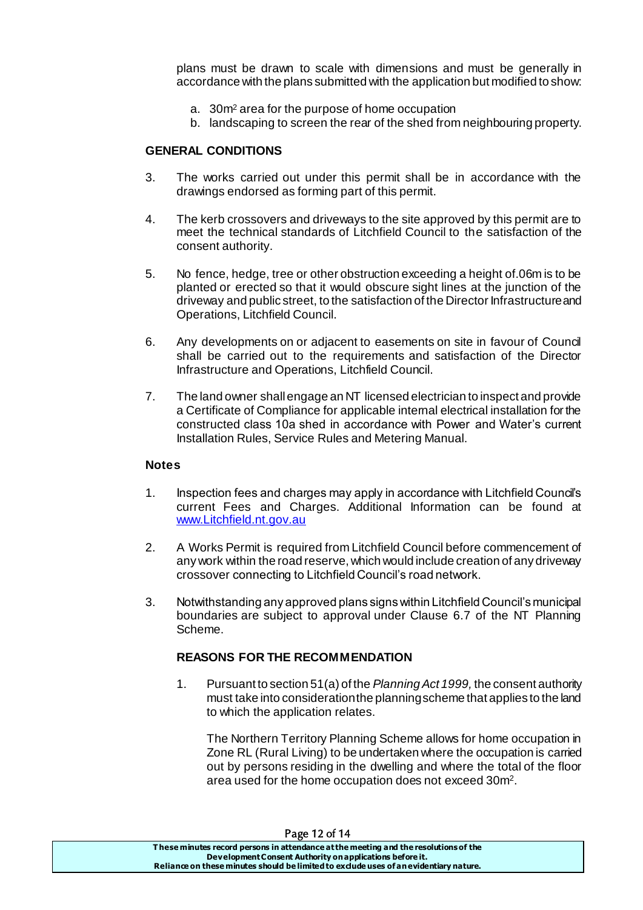plans must be drawn to scale with dimensions and must be generally in accordance with the plans submitted with the application but modified to show:

a. 30m² area for the purpose of home occupation
b. landscaping to screen the rear of the shed from neighbouring property.

**GENERAL CONDITIONS**

3. The works carried out under this permit shall be in accordance with the drawings endorsed as forming part of this permit.

4. The kerb crossovers and driveways to the site approved by this permit are to meet the technical standards of Litchfield Council to the satisfaction of the consent authority.

5. No fence, hedge, tree or other obstruction exceeding a height of.06m is to be planted or erected so that it would obscure sight lines at the junction of the driveway and public street, to the satisfaction of the Director Infrastructure and Operations, Litchfield Council.

6. Any developments on or adjacent to easements on site in favour of Council shall be carried out to the requirements and satisfaction of the Director Infrastructure and Operations, Litchfield Council.

7. The land owner shall engage an NT licensed electrician to inspect and provide a Certificate of Compliance for applicable internal electrical installation for the constructed class 10a shed in accordance with Power and Water's current Installation Rules, Service Rules and Metering Manual.

**Notes**

1. Inspection fees and charges may apply in accordance with Litchfield Council's current Fees and Charges. Additional Information can be found at www.Litchfield.nt.gov.au

2. A Works Permit is required from Litchfield Council before commencement of any work within the road reserve, which would include creation of any driveway crossover connecting to Litchfield Council's road network.

3. Notwithstanding any approved plans signs within Litchfield Council's municipal boundaries are subject to approval under Clause 6.7 of the NT Planning Scheme.

**REASONS FOR THE RECOMMENDATION**

1. Pursuant to section 51(a) of the *Planning Act 1999,* the consent authority must take into consideration the planning scheme that applies to the land to which the application relates.

   The Northern Territory Planning Scheme allows for home occupation in Zone RL (Rural Living) to be undertaken where the occupation is carried out by persons residing in the dwelling and where the total of the floor area used for the home occupation does not exceed 30m².

These minutes record persons in attendance at the meeting and the resolutions of the Development Consent Authority on applications before it. Reliance on these minutes should be limited to exclude uses of an evidentiary nature.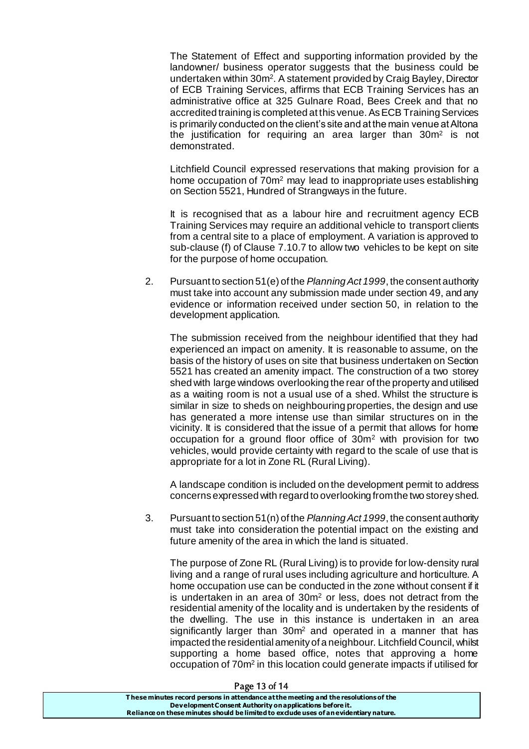The Statement of Effect and supporting information provided by the landowner/ business operator suggests that the business could be undertaken within $30m^2$. A statement provided by Craig Bayley, Director of ECB Training Services, affirms that ECB Training Services has an administrative office at 325 Gulnare Road, Bees Creek and that no accredited training is completed at this venue. As ECB Training Services is primarily conducted on the client's site and at the main venue at Altona the justification for requiring an area larger than $30m^2$ is not demonstrated.

Litchfield Council expressed reservations that making provision for a home occupation of $70m^2$ may lead to inappropriate uses establishing on Section 5521, Hundred of Strangways in the future.

It is recognised that as a labour hire and recruitment agency ECB Training Services may require an additional vehicle to transport clients from a central site to a place of employment. A variation is approved to sub-clause (f) of Clause 7.10.7 to allow two vehicles to be kept on site for the purpose of home occupation.

2. Pursuant to section 51(e) of the *Planning Act 1999*, the consent authority must take into account any submission made under section 49, and any evidence or information received under section 50, in relation to the development application.

   The submission received from the neighbour identified that they had experienced an impact on amenity. It is reasonable to assume, on the basis of the history of uses on site that business undertaken on Section 5521 has created an amenity impact. The construction of a two storey shed with large windows overlooking the rear of the property and utilised as a waiting room is not a usual use of a shed. Whilst the structure is similar in size to sheds on neighbouring properties, the design and use has generated a more intense use than similar structures on in the vicinity. It is considered that the issue of a permit that allows for home occupation for a ground floor office of $30m^2$ with provision for two vehicles, would provide certainty with regard to the scale of use that is appropriate for a lot in Zone RL (Rural Living).

   A landscape condition is included on the development permit to address concerns expressed with regard to overlooking from the two storey shed.

3. Pursuant to section 51(n) of the *Planning Act 1999*, the consent authority must take into consideration the potential impact on the existing and future amenity of the area in which the land is situated.

   The purpose of Zone RL (Rural Living) is to provide for low-density rural living and a range of rural uses including agriculture and horticulture. A home occupation use can be conducted in the zone without consent if it is undertaken in an area of $30m^2$ or less, does not detract from the residential amenity of the locality and is undertaken by the residents of the dwelling. The use in this instance is undertaken in an area significantly larger than $30m^2$ and operated in a manner that has impacted the residential amenity of a neighbour. Litchfield Council, whilst supporting a home based office, notes that approving a home occupation of $70m^2$ in this location could generate impacts if utilised for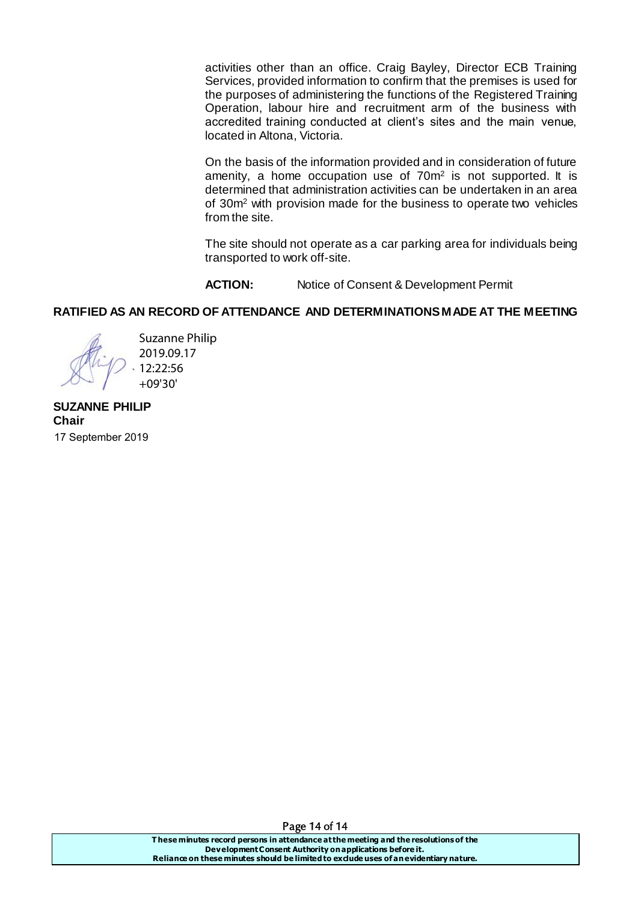activities other than an office. Craig Bayley, Director ECB Training Services, provided information to confirm that the premises is used for the purposes of administering the functions of the Registered Training Operation, labour hire and recruitment arm of the business with accredited training conducted at client's sites and the main venue, located in Altona, Victoria.

On the basis of the information provided and in consideration of future amenity, a home occupation use of $70m^2$ is not supported. It is determined that administration activities can be undertaken in an area of $30m^2$ with provision made for the business to operate two vehicles from the site.

The site should not operate as a car parking area for individuals being transported to work off-site.

**ACTION:** Notice of Consent & Development Permit

**RATIFIED AS AN RECORD OF ATTENDANCE AND DETERMINATIONS MADE AT THE MEETING**

Suzanne Philip
2019.09.17
12:22:56
+09'30'

**SUZANNE PHILIP**
**Chair**
17 September 2019

**These minutes record persons in attendance at the meeting and the resolutions of the Development Consent Authority on applications before it. Reliance on these minutes should be limited to exclude uses of an evidentiary nature.**